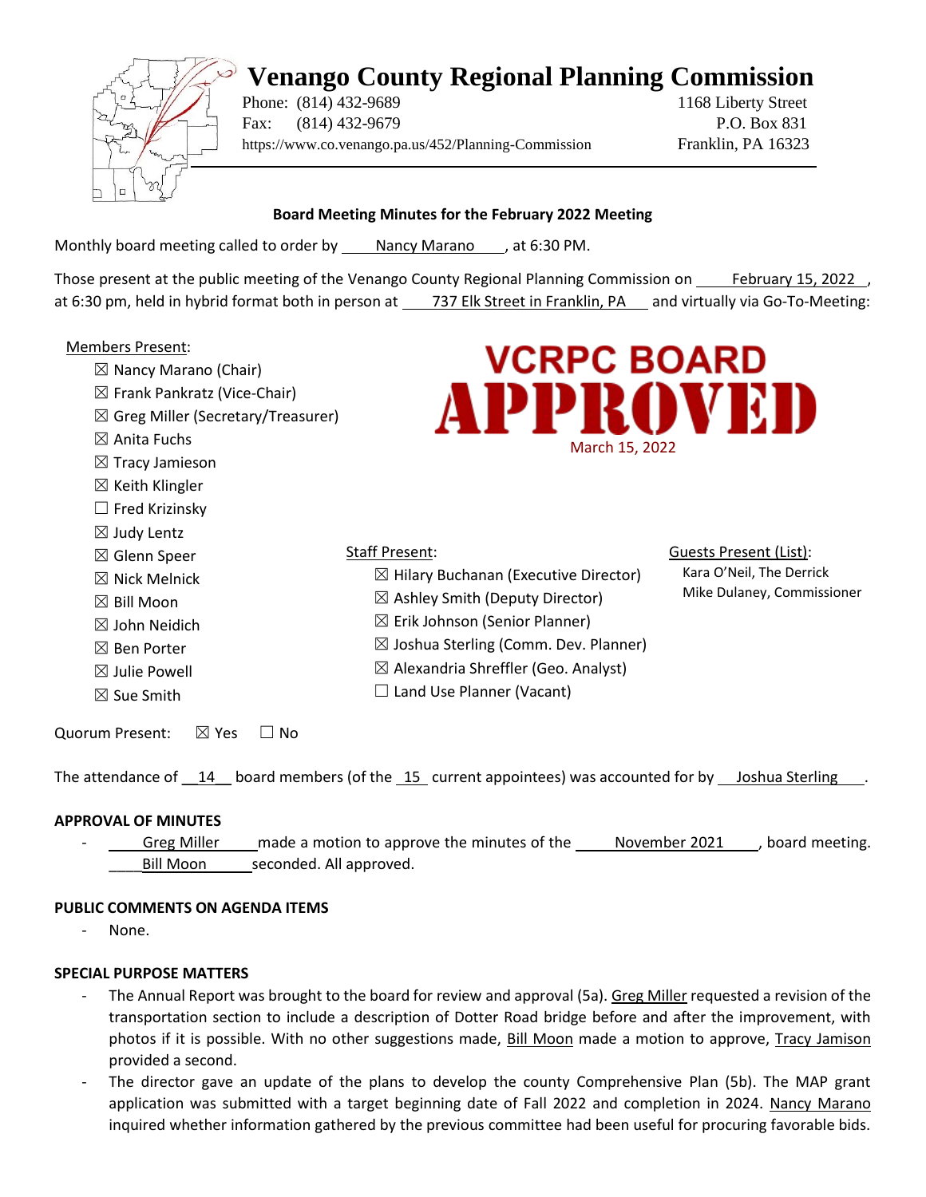# Venango County Regional Planning Commission

Phone: (814) 432-9689
Fax: (814) 432-9679
https://www.co.venango.pa.us/452/Planning-Commission

1168 Liberty Street
P.O. Box 831
Franklin, PA 16323

**Board Meeting Minutes for the February 2022 Meeting**

Monthly board meeting called to order by Nancy Marano, at 6:30 PM.

Those present at the public meeting of the Venango County Regional Planning Commission on February 15, 2022, at 6:30 pm, held in hybrid format both in person at 737 Elk Street in Franklin, PA and virtually via Go-To-Meeting:

**VCRPC BOARD APPROVED**
March 15, 2022

Members Present:

- ☒ Nancy Marano (Chair)
- ☒ Frank Pankratz (Vice-Chair)
- ☒ Greg Miller (Secretary/Treasurer)
- ☒ Anita Fuchs
- ☒ Tracy Jamieson
- ☒ Keith Klingler
- ☐ Fred Krizinsky
- ☒ Judy Lentz
- ☒ Glenn Speer
- ☒ Nick Melnick
- ☒ Bill Moon
- ☒ John Neidich
- ☒ Ben Porter
- ☒ Julie Powell
- ☒ Sue Smith

Staff Present:

- ☒ Hilary Buchanan (Executive Director)
- ☒ Ashley Smith (Deputy Director)
- ☒ Erik Johnson (Senior Planner)
- ☒ Joshua Sterling (Comm. Dev. Planner)
- ☒ Alexandria Shreffler (Geo. Analyst)
- ☐ Land Use Planner (Vacant)

Guests Present (List):

- Kara O'Neil, The Derrick
- Mike Dulaney, Commissioner

Quorum Present: ☒ Yes ☐ No

The attendance of 14 board members (of the 15 current appointees) was accounted for by Joshua Sterling.

## APPROVAL OF MINUTES

- Greg Miller made a motion to approve the minutes of the November 2021, board meeting. Bill Moon seconded. All approved.

## PUBLIC COMMENTS ON AGENDA ITEMS

- None.

## SPECIAL PURPOSE MATTERS

- The Annual Report was brought to the board for review and approval (5a). Greg Miller requested a revision of the transportation section to include a description of Dotter Road bridge before and after the improvement, with photos if it is possible. With no other suggestions made, Bill Moon made a motion to approve, Tracy Jamison provided a second.
- The director gave an update of the plans to develop the county Comprehensive Plan (5b). The MAP grant application was submitted with a target beginning date of Fall 2022 and completion in 2024. Nancy Marano inquired whether information gathered by the previous committee had been useful for procuring favorable bids.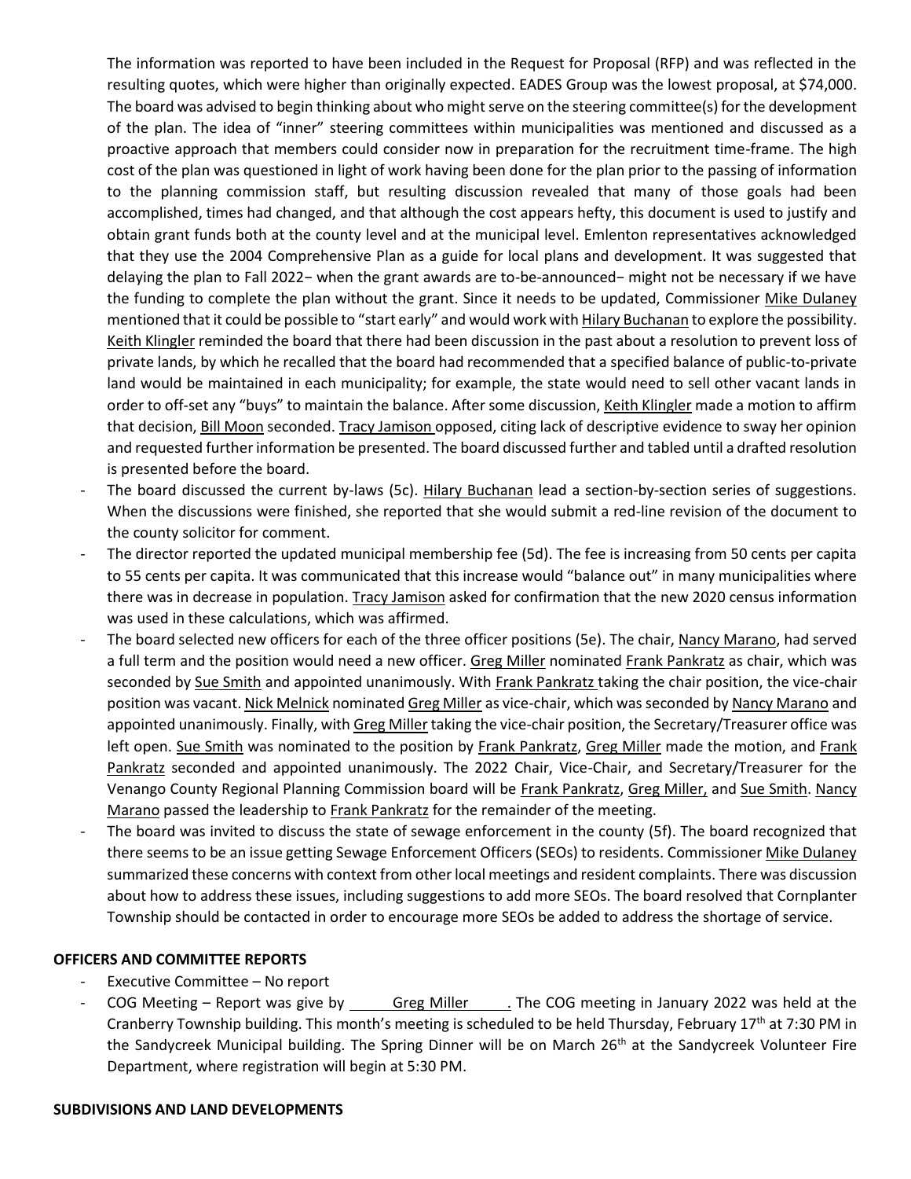The information was reported to have been included in the Request for Proposal (RFP) and was reflected in the resulting quotes, which were higher than originally expected. EADES Group was the lowest proposal, at $74,000. The board was advised to begin thinking about who might serve on the steering committee(s) for the development of the plan. The idea of "inner" steering committees within municipalities was mentioned and discussed as a proactive approach that members could consider now in preparation for the recruitment time-frame. The high cost of the plan was questioned in light of work having been done for the plan prior to the passing of information to the planning commission staff, but resulting discussion revealed that many of those goals had been accomplished, times had changed, and that although the cost appears hefty, this document is used to justify and obtain grant funds both at the county level and at the municipal level. Emlenton representatives acknowledged that they use the 2004 Comprehensive Plan as a guide for local plans and development. It was suggested that delaying the plan to Fall 2022− when the grant awards are to-be-announced− might not be necessary if we have the funding to complete the plan without the grant. Since it needs to be updated, Commissioner Mike Dulaney mentioned that it could be possible to "start early" and would work with Hilary Buchanan to explore the possibility. Keith Klingler reminded the board that there had been discussion in the past about a resolution to prevent loss of private lands, by which he recalled that the board had recommended that a specified balance of public-to-private land would be maintained in each municipality; for example, the state would need to sell other vacant lands in order to off-set any "buys" to maintain the balance. After some discussion, Keith Klingler made a motion to affirm that decision, Bill Moon seconded. Tracy Jamison opposed, citing lack of descriptive evidence to sway her opinion and requested further information be presented. The board discussed further and tabled until a drafted resolution is presented before the board.

- The board discussed the current by-laws (5c). Hilary Buchanan lead a section-by-section series of suggestions. When the discussions were finished, she reported that she would submit a red-line revision of the document to the county solicitor for comment.
- The director reported the updated municipal membership fee (5d). The fee is increasing from 50 cents per capita to 55 cents per capita. It was communicated that this increase would "balance out" in many municipalities where there was in decrease in population. Tracy Jamison asked for confirmation that the new 2020 census information was used in these calculations, which was affirmed.
- The board selected new officers for each of the three officer positions (5e). The chair, Nancy Marano, had served a full term and the position would need a new officer. Greg Miller nominated Frank Pankratz as chair, which was seconded by Sue Smith and appointed unanimously. With Frank Pankratz taking the chair position, the vice-chair position was vacant. Nick Melnick nominated Greg Miller as vice-chair, which was seconded by Nancy Marano and appointed unanimously. Finally, with Greg Miller taking the vice-chair position, the Secretary/Treasurer office was left open. Sue Smith was nominated to the position by Frank Pankratz, Greg Miller made the motion, and Frank Pankratz seconded and appointed unanimously. The 2022 Chair, Vice-Chair, and Secretary/Treasurer for the Venango County Regional Planning Commission board will be Frank Pankratz, Greg Miller, and Sue Smith. Nancy Marano passed the leadership to Frank Pankratz for the remainder of the meeting.
- The board was invited to discuss the state of sewage enforcement in the county (5f). The board recognized that there seems to be an issue getting Sewage Enforcement Officers (SEOs) to residents. Commissioner Mike Dulaney summarized these concerns with context from other local meetings and resident complaints. There was discussion about how to address these issues, including suggestions to add more SEOs. The board resolved that Cornplanter Township should be contacted in order to encourage more SEOs be added to address the shortage of service.

**OFFICERS AND COMMITTEE REPORTS**

- Executive Committee – No report
- COG Meeting – Report was give by Greg Miller. The COG meeting in January 2022 was held at the Cranberry Township building. This month's meeting is scheduled to be held Thursday, February 17th at 7:30 PM in the Sandycreek Municipal building. The Spring Dinner will be on March 26th at the Sandycreek Volunteer Fire Department, where registration will begin at 5:30 PM.

**SUBDIVISIONS AND LAND DEVELOPMENTS**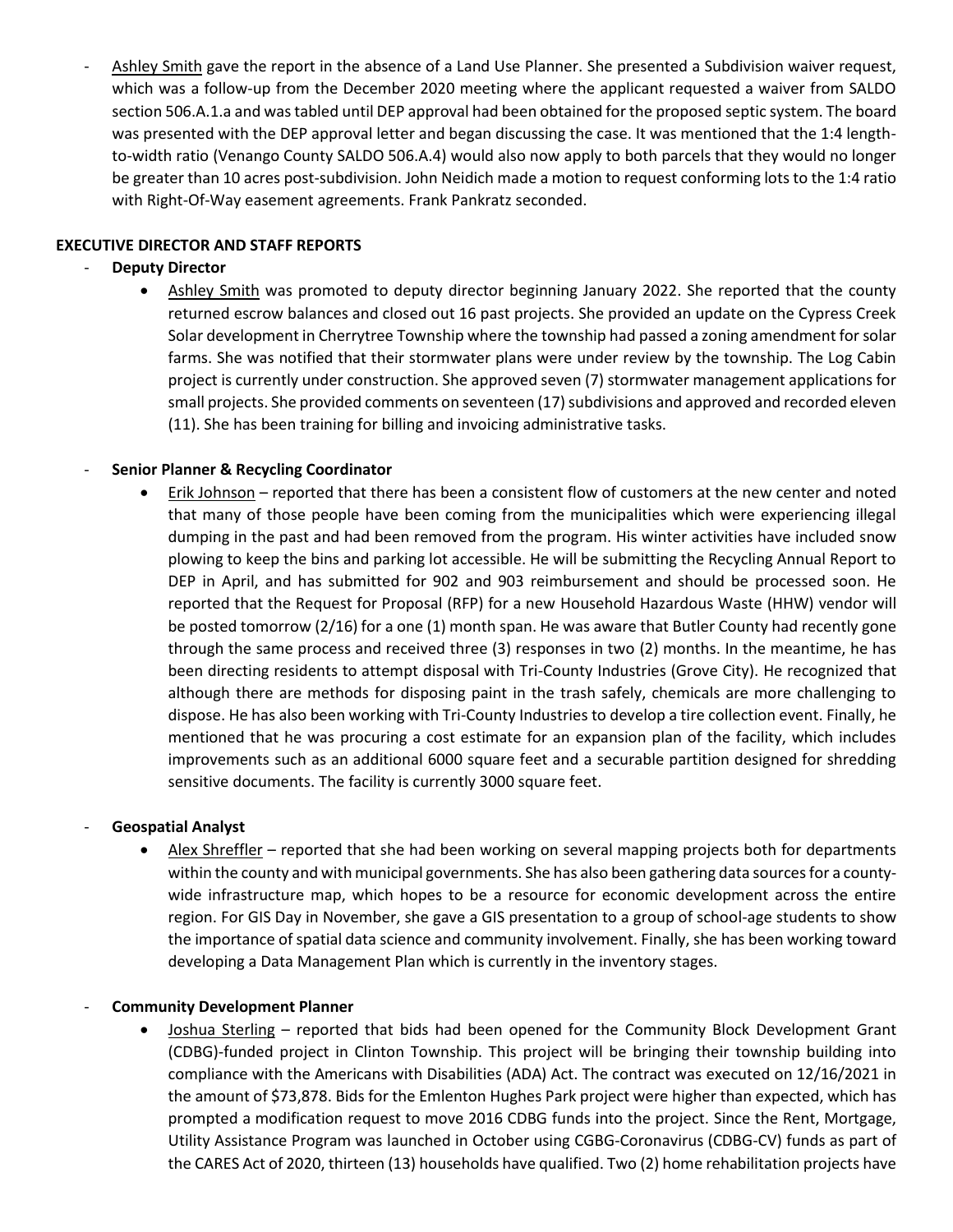- Ashley Smith gave the report in the absence of a Land Use Planner. She presented a Subdivision waiver request, which was a follow-up from the December 2020 meeting where the applicant requested a waiver from SALDO section 506.A.1.a and was tabled until DEP approval had been obtained for the proposed septic system. The board was presented with the DEP approval letter and began discussing the case. It was mentioned that the 1:4 length-to-width ratio (Venango County SALDO 506.A.4) would also now apply to both parcels that they would no longer be greater than 10 acres post-subdivision. John Neidich made a motion to request conforming lots to the 1:4 ratio with Right-Of-Way easement agreements. Frank Pankratz seconded.

**EXECUTIVE DIRECTOR AND STAFF REPORTS**

- **Deputy Director**
  - Ashley Smith was promoted to deputy director beginning January 2022. She reported that the county returned escrow balances and closed out 16 past projects. She provided an update on the Cypress Creek Solar development in Cherrytree Township where the township had passed a zoning amendment for solar farms. She was notified that their stormwater plans were under review by the township. The Log Cabin project is currently under construction. She approved seven (7) stormwater management applications for small projects. She provided comments on seventeen (17) subdivisions and approved and recorded eleven (11). She has been training for billing and invoicing administrative tasks.

- **Senior Planner & Recycling Coordinator**
  - Erik Johnson – reported that there has been a consistent flow of customers at the new center and noted that many of those people have been coming from the municipalities which were experiencing illegal dumping in the past and had been removed from the program. His winter activities have included snow plowing to keep the bins and parking lot accessible. He will be submitting the Recycling Annual Report to DEP in April, and has submitted for 902 and 903 reimbursement and should be processed soon. He reported that the Request for Proposal (RFP) for a new Household Hazardous Waste (HHW) vendor will be posted tomorrow (2/16) for a one (1) month span. He was aware that Butler County had recently gone through the same process and received three (3) responses in two (2) months. In the meantime, he has been directing residents to attempt disposal with Tri-County Industries (Grove City). He recognized that although there are methods for disposing paint in the trash safely, chemicals are more challenging to dispose. He has also been working with Tri-County Industries to develop a tire collection event. Finally, he mentioned that he was procuring a cost estimate for an expansion plan of the facility, which includes improvements such as an additional 6000 square feet and a securable partition designed for shredding sensitive documents. The facility is currently 3000 square feet.

- **Geospatial Analyst**
  - Alex Shreffler – reported that she had been working on several mapping projects both for departments within the county and with municipal governments. She has also been gathering data sources for a county-wide infrastructure map, which hopes to be a resource for economic development across the entire region. For GIS Day in November, she gave a GIS presentation to a group of school-age students to show the importance of spatial data science and community involvement. Finally, she has been working toward developing a Data Management Plan which is currently in the inventory stages.

- **Community Development Planner**
  - Joshua Sterling – reported that bids had been opened for the Community Block Development Grant (CDBG)-funded project in Clinton Township. This project will be bringing their township building into compliance with the Americans with Disabilities (ADA) Act. The contract was executed on 12/16/2021 in the amount of $73,878. Bids for the Emlenton Hughes Park project were higher than expected, which has prompted a modification request to move 2016 CDBG funds into the project. Since the Rent, Mortgage, Utility Assistance Program was launched in October using CGBG-Coronavirus (CDBG-CV) funds as part of the CARES Act of 2020, thirteen (13) households have qualified. Two (2) home rehabilitation projects have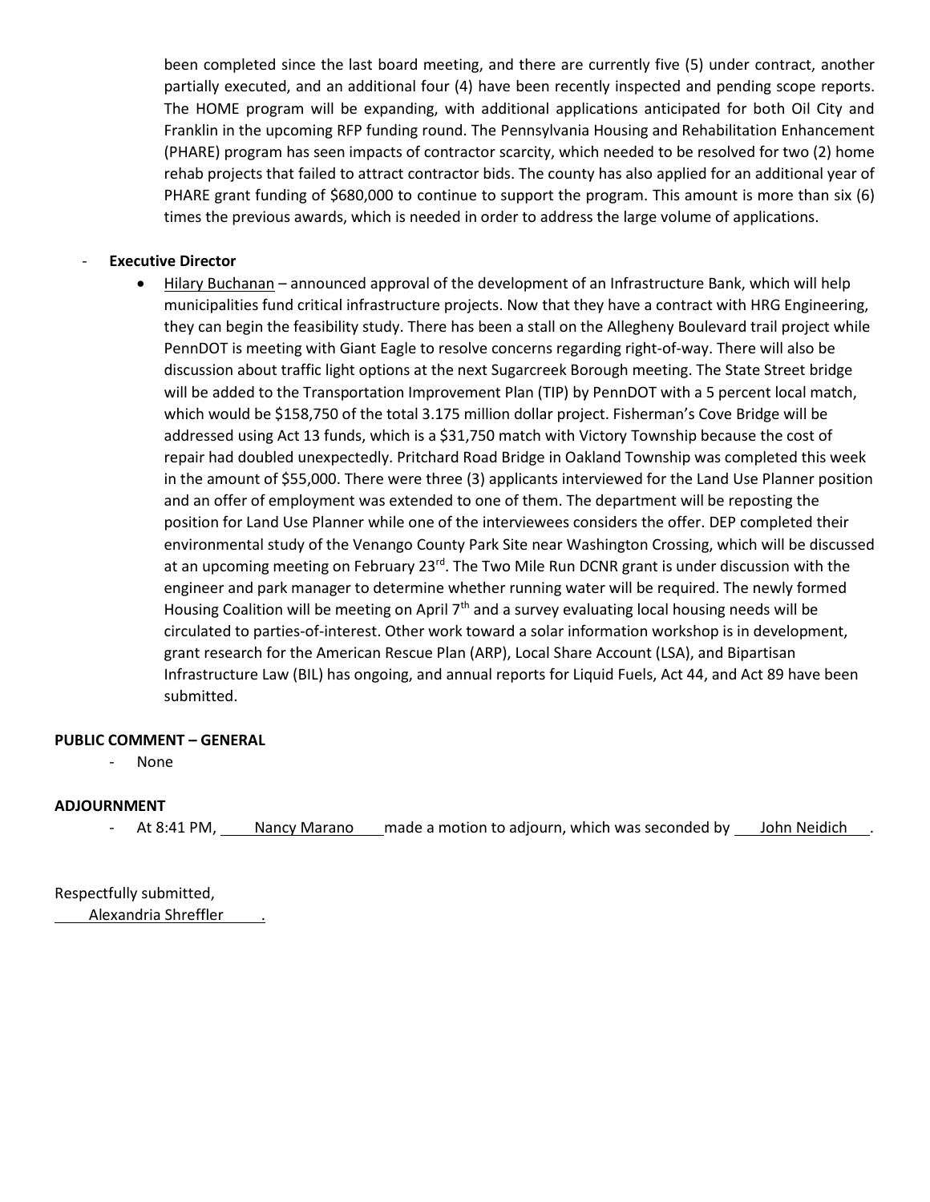been completed since the last board meeting, and there are currently five (5) under contract, another partially executed, and an additional four (4) have been recently inspected and pending scope reports. The HOME program will be expanding, with additional applications anticipated for both Oil City and Franklin in the upcoming RFP funding round. The Pennsylvania Housing and Rehabilitation Enhancement (PHARE) program has seen impacts of contractor scarcity, which needed to be resolved for two (2) home rehab projects that failed to attract contractor bids. The county has also applied for an additional year of PHARE grant funding of $680,000 to continue to support the program. This amount is more than six (6) times the previous awards, which is needed in order to address the large volume of applications.

- **Executive Director**
  - Hilary Buchanan – announced approval of the development of an Infrastructure Bank, which will help municipalities fund critical infrastructure projects. Now that they have a contract with HRG Engineering, they can begin the feasibility study. There has been a stall on the Allegheny Boulevard trail project while PennDOT is meeting with Giant Eagle to resolve concerns regarding right-of-way. There will also be discussion about traffic light options at the next Sugarcreek Borough meeting. The State Street bridge will be added to the Transportation Improvement Plan (TIP) by PennDOT with a 5 percent local match, which would be $158,750 of the total 3.175 million dollar project. Fisherman's Cove Bridge will be addressed using Act 13 funds, which is a $31,750 match with Victory Township because the cost of repair had doubled unexpectedly. Pritchard Road Bridge in Oakland Township was completed this week in the amount of $55,000. There were three (3) applicants interviewed for the Land Use Planner position and an offer of employment was extended to one of them. The department will be reposting the position for Land Use Planner while one of the interviewees considers the offer. DEP completed their environmental study of the Venango County Park Site near Washington Crossing, which will be discussed at an upcoming meeting on February 23rd. The Two Mile Run DCNR grant is under discussion with the engineer and park manager to determine whether running water will be required. The newly formed Housing Coalition will be meeting on April 7th and a survey evaluating local housing needs will be circulated to parties-of-interest. Other work toward a solar information workshop is in development, grant research for the American Rescue Plan (ARP), Local Share Account (LSA), and Bipartisan Infrastructure Law (BIL) has ongoing, and annual reports for Liquid Fuels, Act 44, and Act 89 have been submitted.

**PUBLIC COMMENT – GENERAL**

- None

**ADJOURNMENT**

- At 8:41 PM, Nancy Marano made a motion to adjourn, which was seconded by John Neidich .

Respectfully submitted,
Alexandria Shreffler .